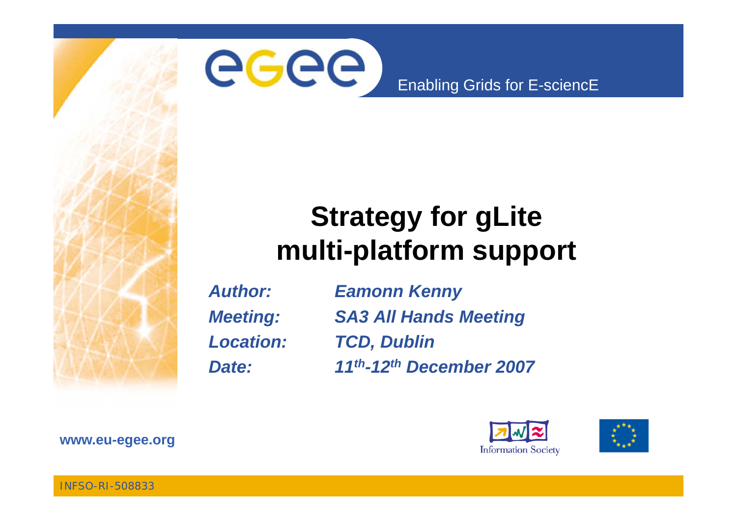# Strategy for gLite multi-platform support

| | |
|---|---|
| ***Author:*** | ***Eamonn Kenny*** |
| ***Meeting:*** | ***SA3 All Hands Meeting*** |
| ***Location:*** | ***TCD, Dublin*** |
| ***Date:*** | ***11th-12th December 2007*** |

**www.eu-egee.org**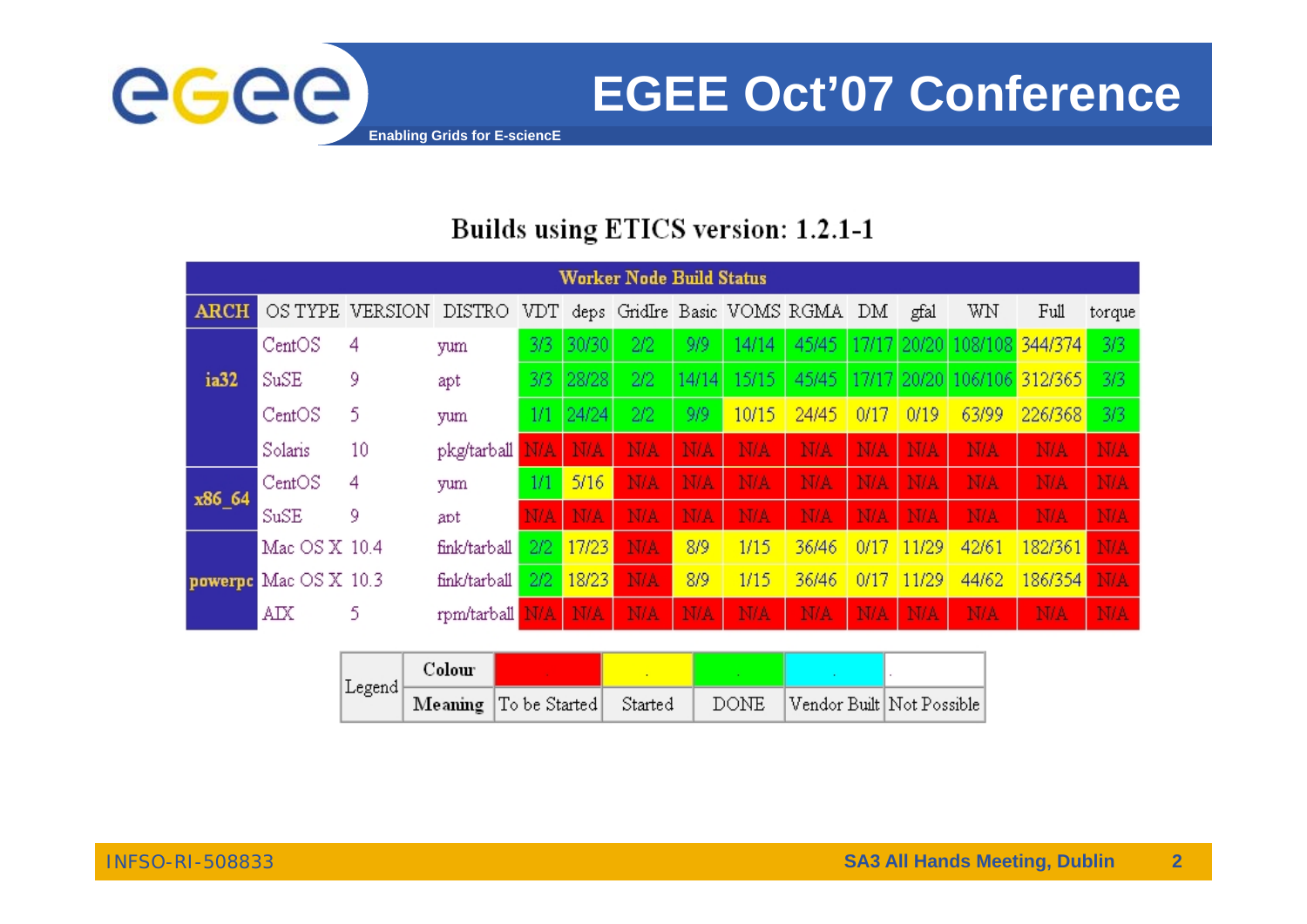# EGEE Oct'07 Conference

## Builds using ETICS version: 1.2.1-1

| Worker Node Build Status | | | | | | | | | | | | | | | |
|---|---|---|---|---|---|---|---|---|---|---|---|---|---|---|---|
| ARCH | OS TYPE | VERSION | DISTRO | VDT | deps | GridIre | Basic | VOMS | RGMA | DM | gfal | WN | Full | torque |
| ia32 | CentOS | 4 | yum | 3/3 | 30/30 | 2/2 | 9/9 | 14/14 | 45/45 | 17/17 | 20/20 | 108/108 | 344/374 | 3/3 |
| | SuSE | 9 | apt | 3/3 | 28/28 | 2/2 | 14/14 | 15/15 | 45/45 | 17/17 | 20/20 | 106/106 | 312/365 | 3/3 |
| | CentOS | 5 | yum | 1/1 | 24/24 | 2/2 | 9/9 | 10/15 | 24/45 | 0/17 | 0/19 | 63/99 | 226/368 | 3/3 |
| | Solaris | 10 | pkg/tarball | N/A | N/A | N/A | N/A | N/A | N/A | N/A | N/A | N/A | N/A | N/A |
| x86_64 | CentOS | 4 | yum | 1/1 | 5/16 | N/A | N/A | N/A | N/A | N/A | N/A | N/A | N/A | N/A |
| | SuSE | 9 | apt | N/A | N/A | N/A | N/A | N/A | N/A | N/A | N/A | N/A | N/A | N/A |
| powerpc | Mac OS X | 10.4 | fink/tarball | 2/2 | 17/23 | N/A | 8/9 | 1/15 | 36/46 | 0/17 | 11/29 | 42/61 | 182/361 | N/A |
| | Mac OS X | 10.3 | fink/tarball | 2/2 | 18/23 | N/A | 8/9 | 1/15 | 36/46 | 0/17 | 11/29 | 44/62 | 186/354 | N/A |
| | AIX | 5 | rpm/tarball | N/A | N/A | N/A | N/A | N/A | N/A | N/A | N/A | N/A | N/A | N/A |

| Legend | Colour | Red | Yellow | Green | Cyan | White |
|---|---|---|---|---|---|---|
| | Meaning | To be Started | Started | DONE | Vendor Built | Not Possible |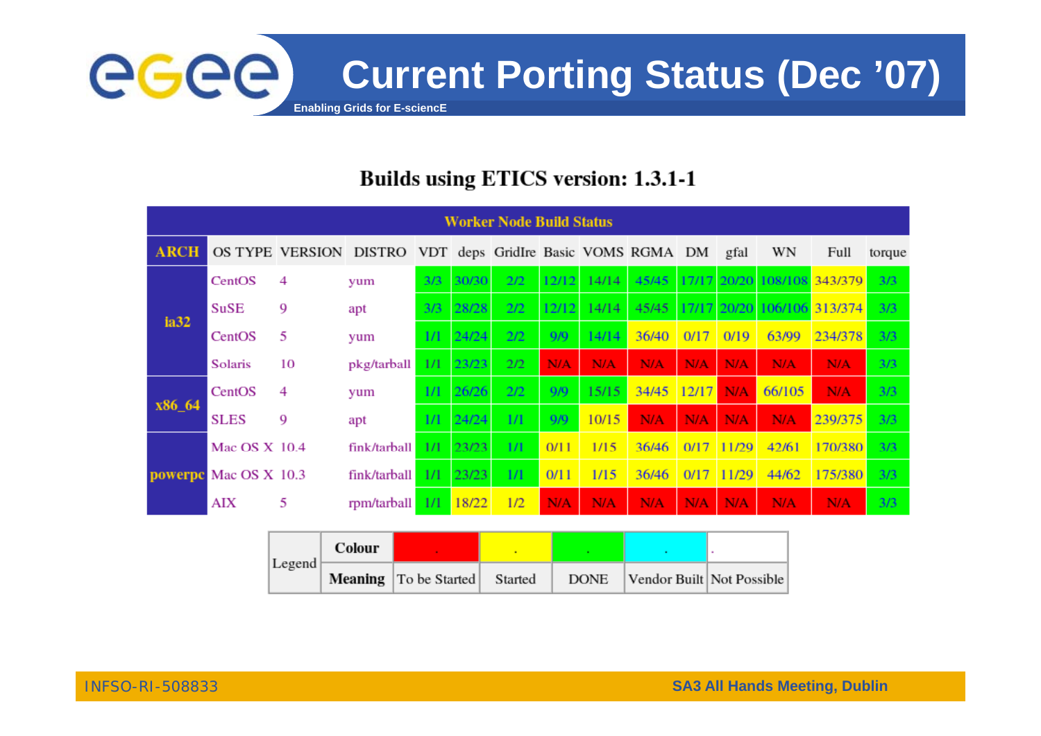# Current Porting Status (Dec '07)

## Builds using ETICS version: 1.3.1-1

**Worker Node Build Status**

| ARCH | OS TYPE | VERSION | DISTRO | VDT | deps | GridIre | Basic | VOMS | RGMA | DM | gfal | WN | Full | torque |
|---|---|---|---|---|---|---|---|---|---|---|---|---|---|---|
| ia32 | CentOS | 4 | yum | 3/3 | 30/30 | 2/2 | 12/12 | 14/14 | 45/45 | 17/17 | 20/20 | 108/108 | 343/379 | 3/3 |
| | SuSE | 9 | apt | 3/3 | 28/28 | 2/2 | 12/12 | 14/14 | 45/45 | 17/17 | 20/20 | 106/106 | 313/374 | 3/3 |
| | CentOS | 5 | yum | 1/1 | 24/24 | 2/2 | 9/9 | 14/14 | 36/40 | 0/17 | 0/19 | 63/99 | 234/378 | 3/3 |
| | Solaris | 10 | pkg/tarball | 1/1 | 23/23 | 2/2 | N/A | N/A | N/A | N/A | N/A | N/A | N/A | 3/3 |
| x86_64 | CentOS | 4 | yum | 1/1 | 26/26 | 2/2 | 9/9 | 15/15 | 34/45 | 12/17 | N/A | 66/105 | N/A | 3/3 |
| | SLES | 9 | apt | 1/1 | 24/24 | 1/1 | 9/9 | 10/15 | N/A | N/A | N/A | N/A | 239/375 | 3/3 |
| powerpc | Mac OS X | 10.4 | fink/tarball | 1/1 | 23/23 | 1/1 | 0/11 | 1/15 | 36/46 | 0/17 | 11/29 | 42/61 | 170/380 | 3/3 |
| | Mac OS X | 10.3 | fink/tarball | 1/1 | 23/23 | 1/1 | 0/11 | 1/15 | 36/46 | 0/17 | 11/29 | 44/62 | 175/380 | 3/3 |
| | AIX | 5 | rpm/tarball | 1/1 | 18/22 | 1/2 | N/A | N/A | N/A | N/A | N/A | N/A | N/A | 3/3 |

| Legend | Colour | Red | Yellow | Green | Cyan | White |
|---|---|---|---|---|---|---|
| | **Meaning** | To be Started | Started | DONE | Vendor Built | Not Possible |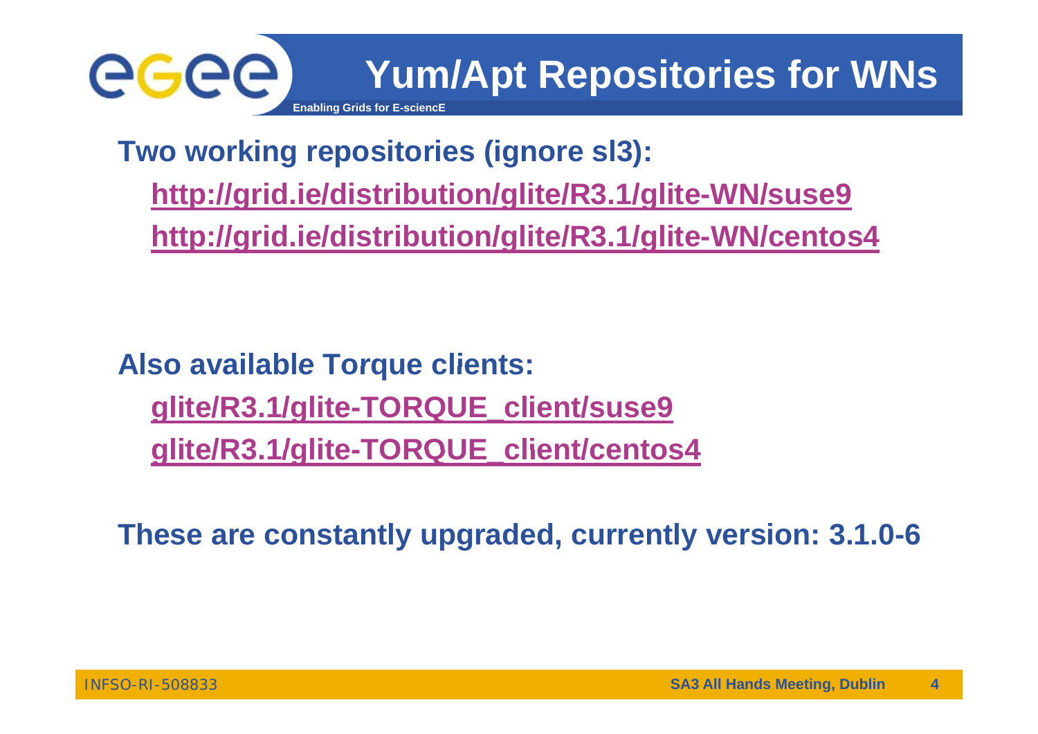# Yum/Apt Repositories for WNs

**Two working repositories (ignore sl3):**

- **http://grid.ie/distribution/glite/R3.1/glite-WN/suse9**
- **http://grid.ie/distribution/glite/R3.1/glite-WN/centos4**

**Also available Torque clients:**

- **glite/R3.1/glite-TORQUE_client/suse9**
- **glite/R3.1/glite-TORQUE_client/centos4**

**These are constantly upgraded, currently version: 3.1.0-6**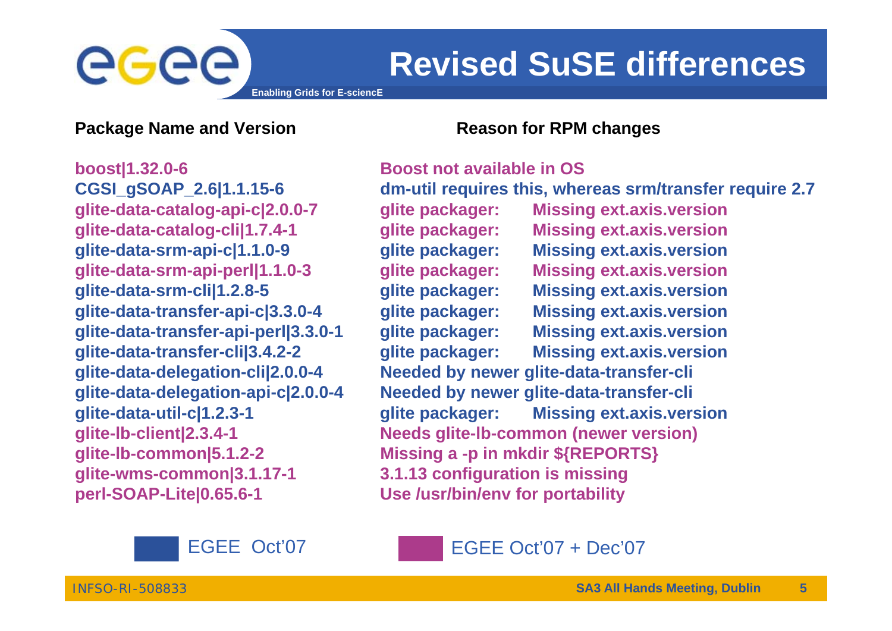# Revised SuSE differences

| Package Name and Version | Reason for RPM changes |
|---|---|
| boost\|1.32.0-6 | Boost not available in OS |
| CGSI_gSOAP_2.6\|1.1.15-6 | dm-util requires this, whereas srm/transfer require 2.7 |
| glite-data-catalog-api-c\|2.0.0-7 | glite packager: Missing ext.axis.version |
| glite-data-catalog-cli\|1.7.4-1 | glite packager: Missing ext.axis.version |
| glite-data-srm-api-c\|1.1.0-9 | glite packager: Missing ext.axis.version |
| glite-data-srm-api-perl\|1.1.0-3 | glite packager: Missing ext.axis.version |
| glite-data-srm-cli\|1.2.8-5 | glite packager: Missing ext.axis.version |
| glite-data-transfer-api-c\|3.3.0-4 | glite packager: Missing ext.axis.version |
| glite-data-transfer-api-perl\|3.3.0-1 | glite packager: Missing ext.axis.version |
| glite-data-transfer-cli\|3.4.2-2 | glite packager: Missing ext.axis.version |
| glite-data-delegation-cli\|2.0.0-4 | Needed by newer glite-data-transfer-cli |
| glite-data-delegation-api-c\|2.0.0-4 | Needed by newer glite-data-transfer-cli |
| glite-data-util-c\|1.2.3-1 | glite packager: Missing ext.axis.version |
| glite-lb-client\|2.3.4-1 | Needs glite-lb-common (newer version) |
| glite-lb-common\|5.1.2-2 | Missing a -p in mkdir ${REPORTS} |
| glite-wms-common\|3.1.17-1 | 3.1.13 configuration is missing |
| perl-SOAP-Lite\|0.65.6-1 | Use /usr/bin/env for portability |

EGEE Oct'07 &nbsp;&nbsp;&nbsp; EGEE Oct'07 + Dec'07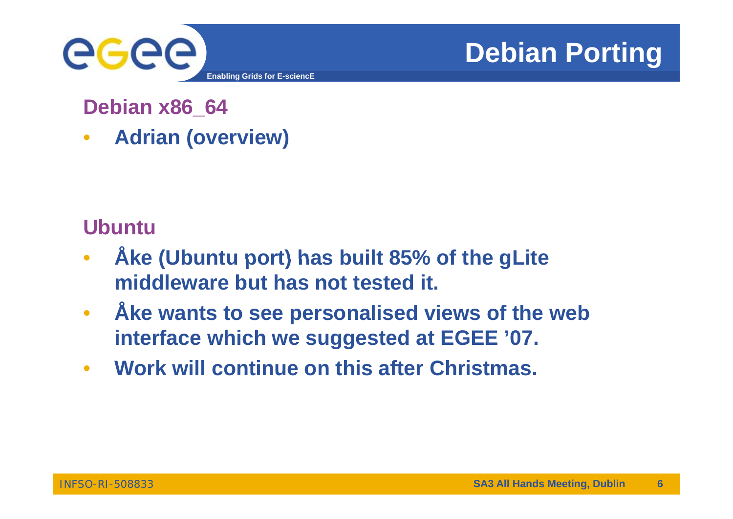# Debian Porting

## Debian x86_64

- **Adrian (overview)**

## Ubuntu

- **Åke (Ubuntu port) has built 85% of the gLite middleware but has not tested it.**
- **Åke wants to see personalised views of the web interface which we suggested at EGEE ’07.**
- **Work will continue on this after Christmas.**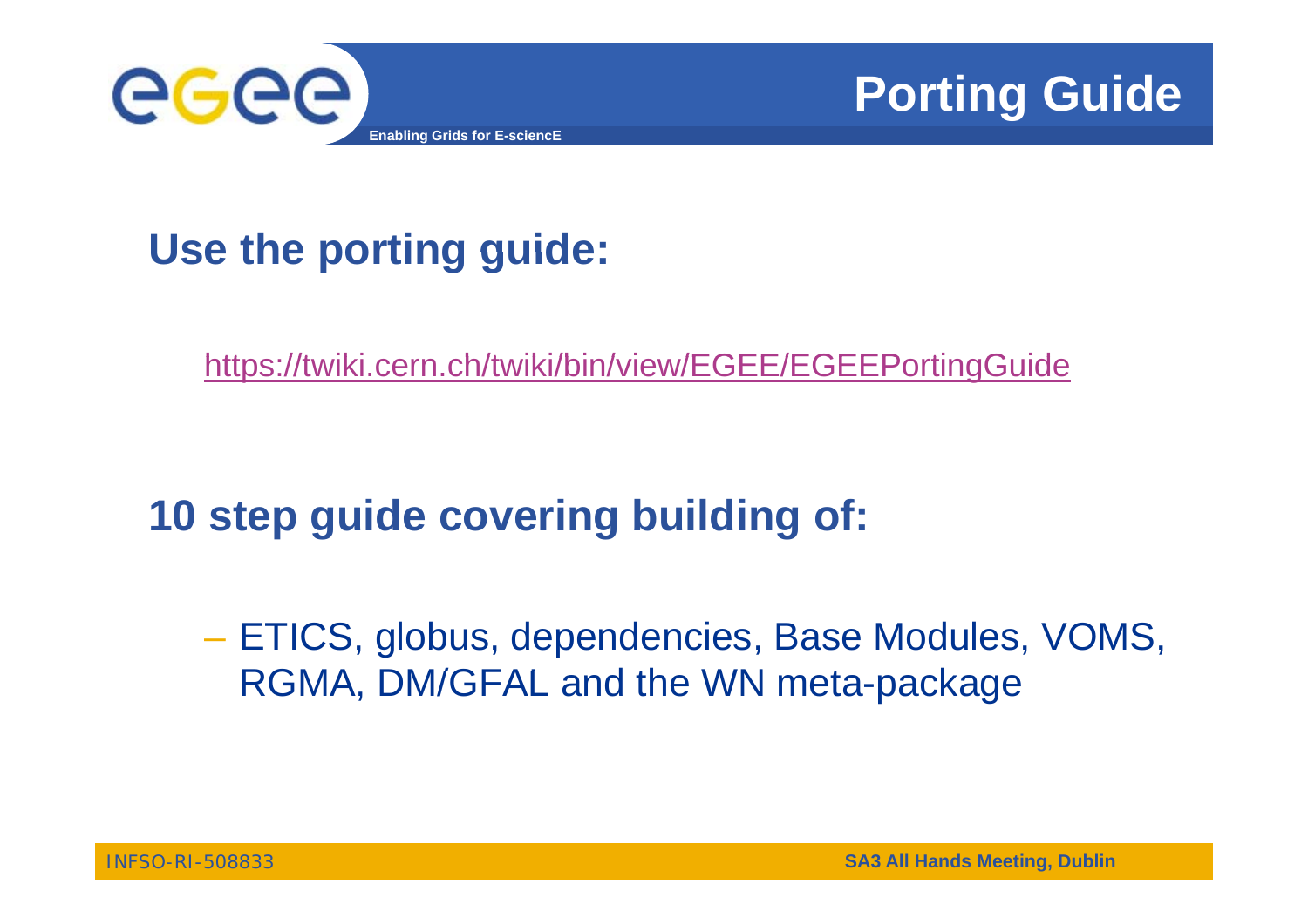# Porting Guide

**Use the porting guide:**

https://twiki.cern.ch/twiki/bin/view/EGEE/EGEEPortingGuide

**10 step guide covering building of:**

- ETICS, globus, dependencies, Base Modules, VOMS, RGMA, DM/GFAL and the WN meta-package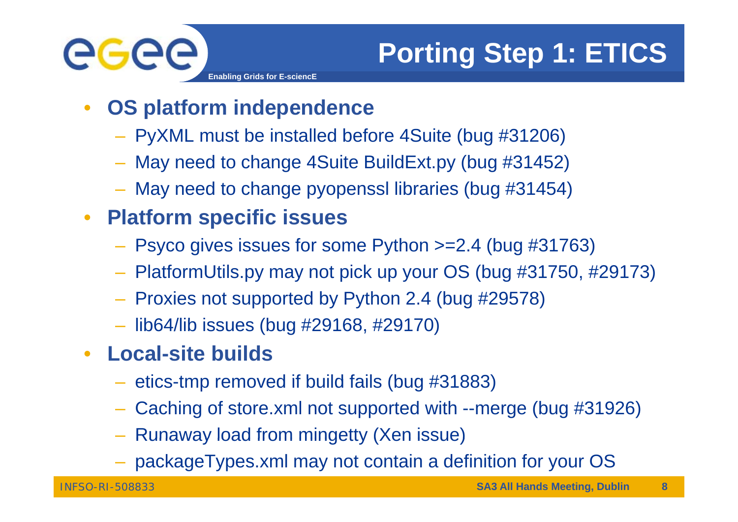# Porting Step 1: ETICS

- **OS platform independence**
  - PyXML must be installed before 4Suite (bug #31206)
  - May need to change 4Suite BuildExt.py (bug #31452)
  - May need to change pyopenssl libraries (bug #31454)
- **Platform specific issues**
  - Psyco gives issues for some Python >=2.4 (bug #31763)
  - PlatformUtils.py may not pick up your OS (bug #31750, #29173)
  - Proxies not supported by Python 2.4 (bug #29578)
  - lib64/lib issues (bug #29168, #29170)
- **Local-site builds**
  - etics-tmp removed if build fails (bug #31883)
  - Caching of store.xml not supported with --merge (bug #31926)
  - Runaway load from mingetty (Xen issue)
  - packageTypes.xml may not contain a definition for your OS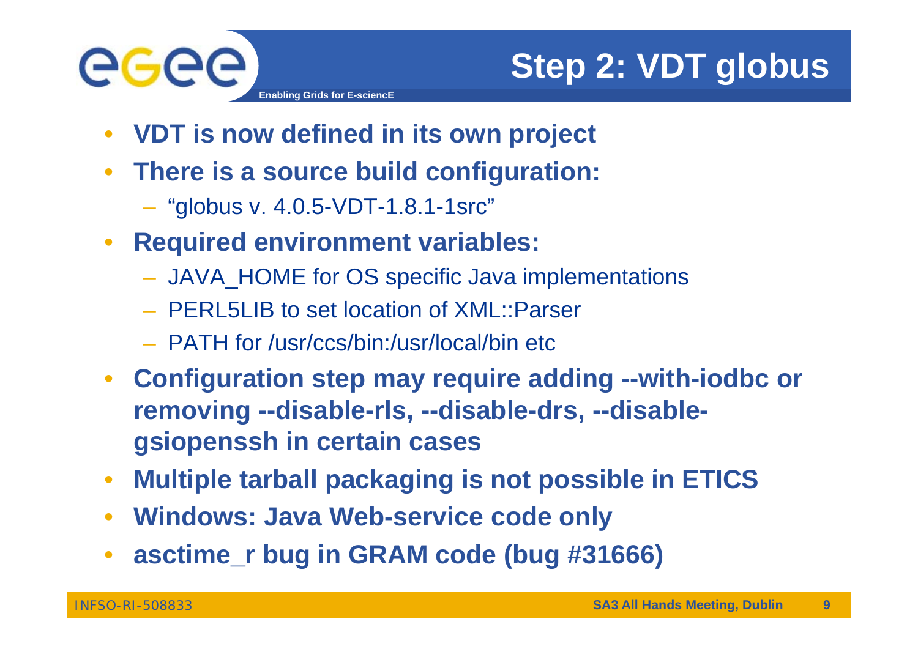# Step 2: VDT globus

- **VDT is now defined in its own project**
- **There is a source build configuration:**
  - "globus v. 4.0.5-VDT-1.8.1-1src"
- **Required environment variables:**
  - JAVA_HOME for OS specific Java implementations
  - PERL5LIB to set location of XML::Parser
  - PATH for /usr/ccs/bin:/usr/local/bin etc
- **Configuration step may require adding --with-iodbc or removing --disable-rls, --disable-drs, --disable-gsiopenssh in certain cases**
- **Multiple tarball packaging is not possible in ETICS**
- **Windows: Java Web-service code only**
- **asctime_r bug in GRAM code (bug #31666)**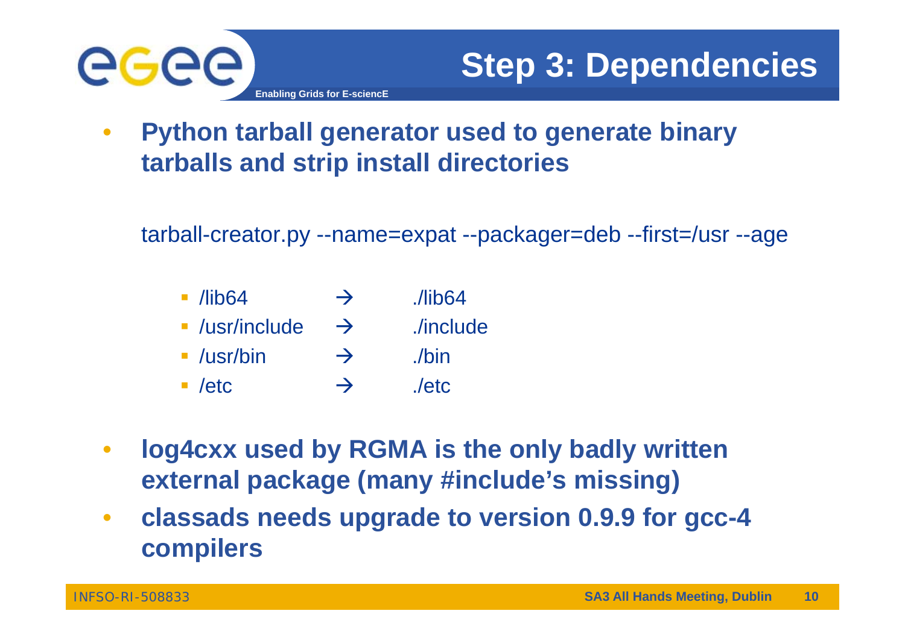# Step 3: Dependencies

- **Python tarball generator used to generate binary tarballs and strip install directories**

```
tarball-creator.py --name=expat --packager=deb --first=/usr --age
```

  - /lib64 → ./lib64
  - /usr/include → ./include
  - /usr/bin → ./bin
  - /etc → ./etc

- **log4cxx used by RGMA is the only badly written external package (many #include's missing)**
- **classads needs upgrade to version 0.9.9 for gcc-4 compilers**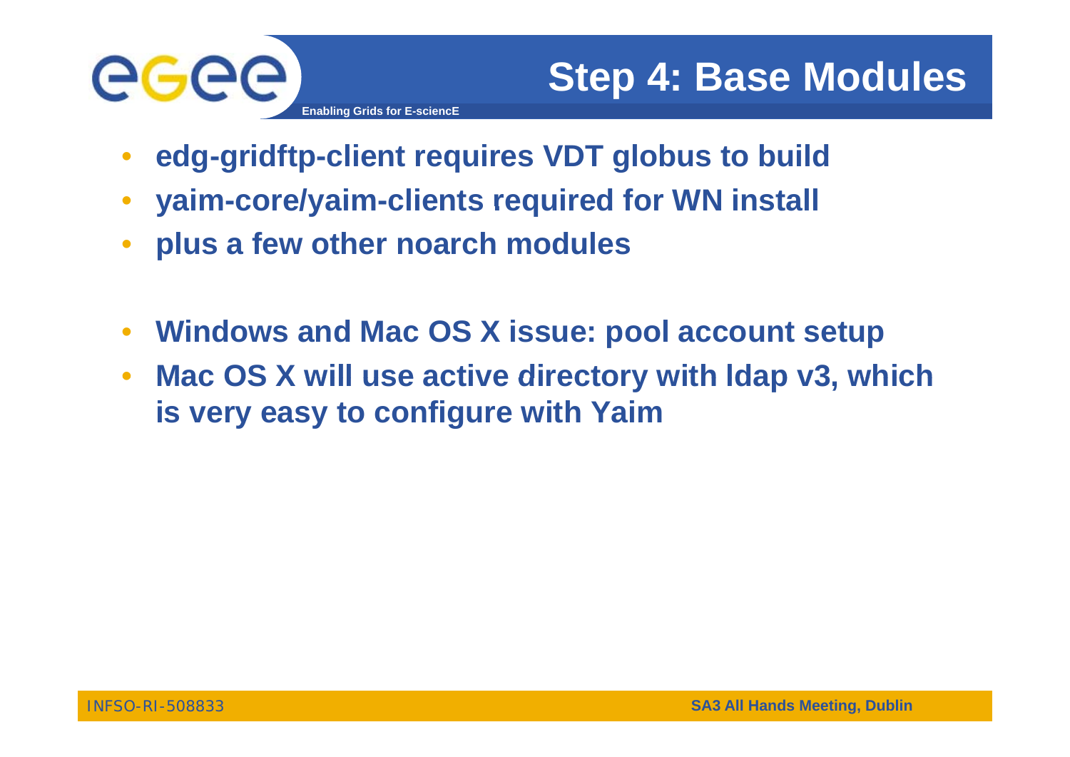# Step 4: Base Modules

- **edg-gridftp-client requires VDT globus to build**
- **yaim-core/yaim-clients required for WN install**
- **plus a few other noarch modules**

- **Windows and Mac OS X issue: pool account setup**
- **Mac OS X will use active directory with ldap v3, which is very easy to configure with Yaim**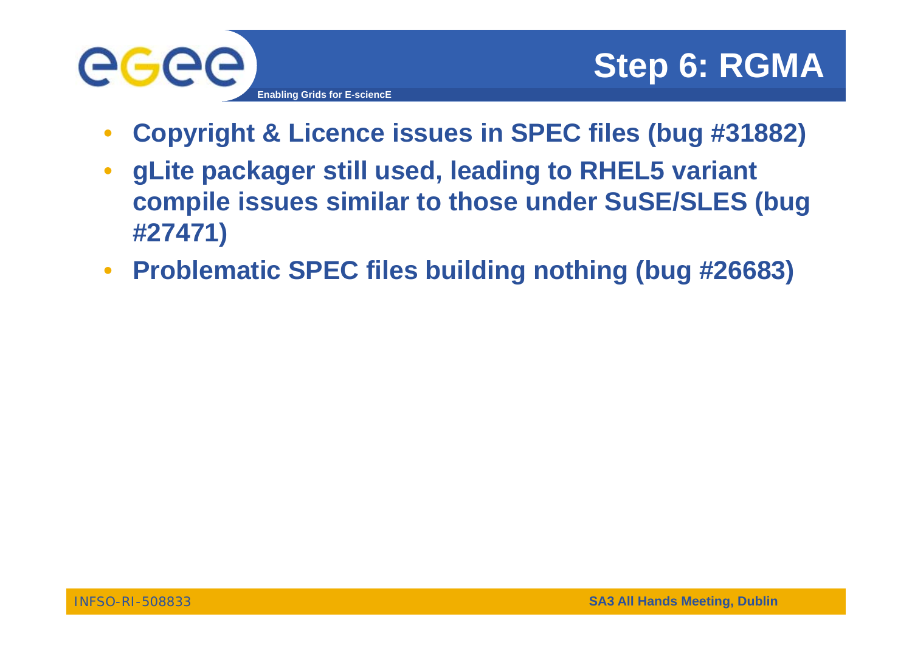# Step 6: RGMA

- Copyright & Licence issues in SPEC files (bug #31882)
- gLite packager still used, leading to RHEL5 variant compile issues similar to those under SuSE/SLES (bug #27471)
- Problematic SPEC files building nothing (bug #26683)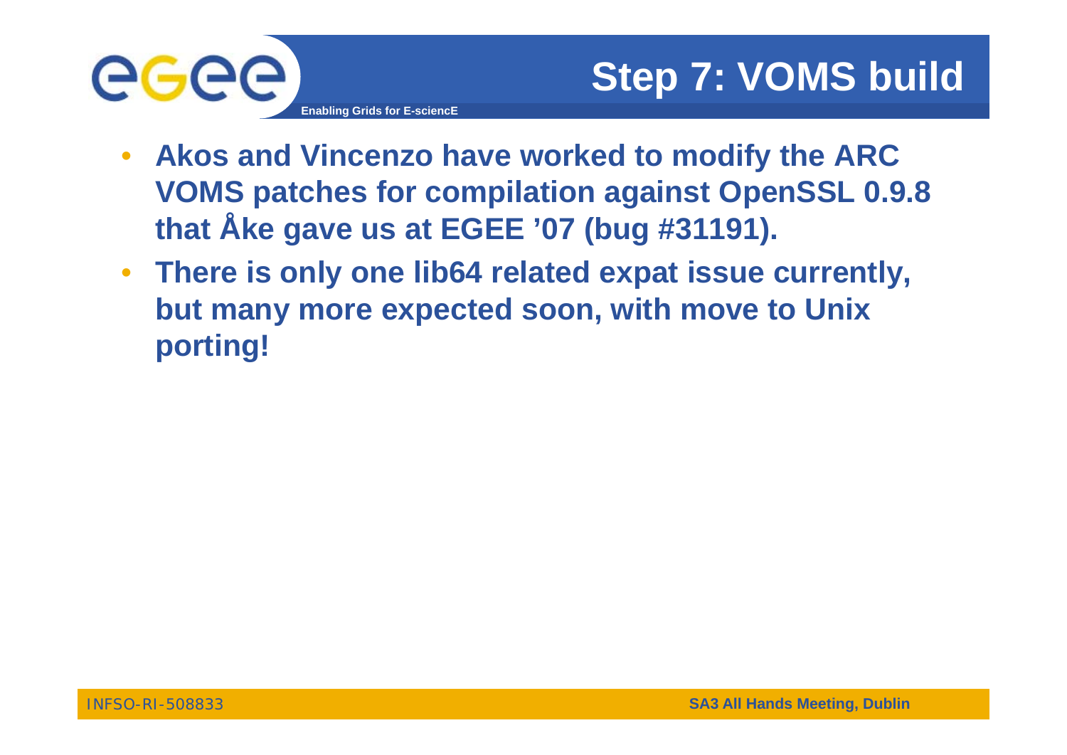# Step 7: VOMS build

- **Akos and Vincenzo have worked to modify the ARC VOMS patches for compilation against OpenSSL 0.9.8 that Åke gave us at EGEE '07 (bug #31191).**
- **There is only one lib64 related expat issue currently, but many more expected soon, with move to Unix porting!**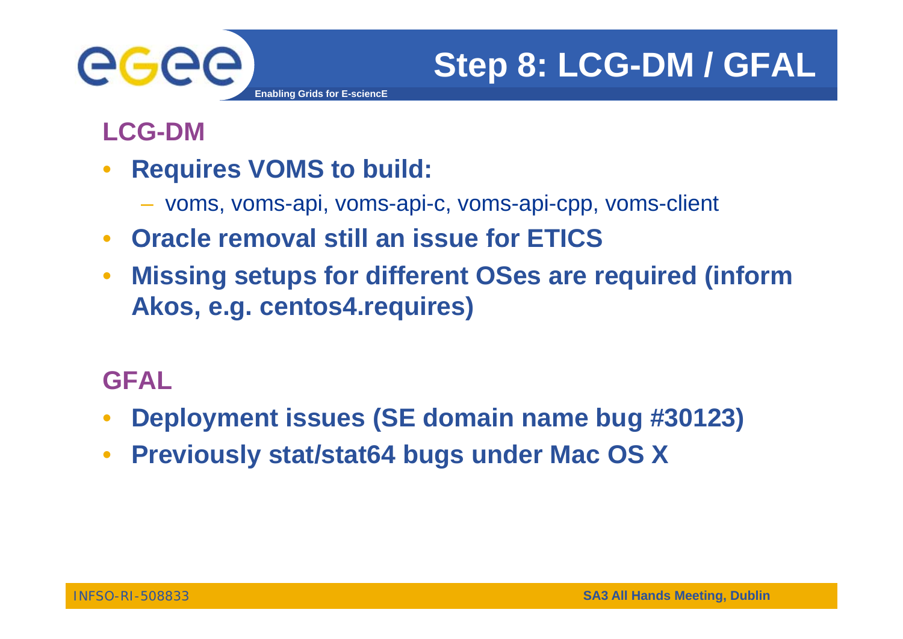# Step 8: LCG-DM / GFAL

## LCG-DM

- **Requires VOMS to build:**
  - voms, voms-api, voms-api-c, voms-api-cpp, voms-client
- **Oracle removal still an issue for ETICS**
- **Missing setups for different OSes are required (inform Akos, e.g. centos4.requires)**

## GFAL

- **Deployment issues (SE domain name bug #30123)**
- **Previously stat/stat64 bugs under Mac OS X**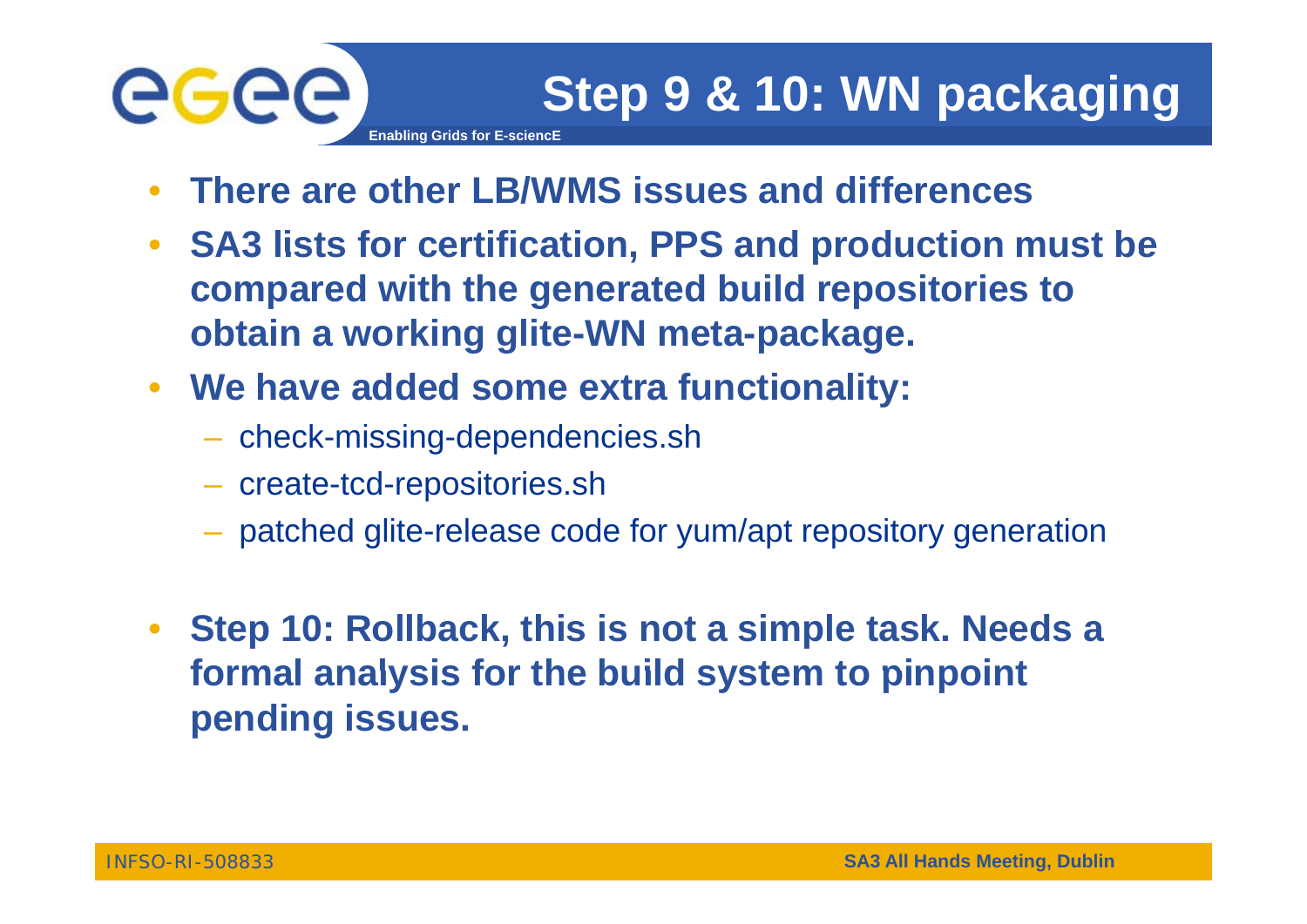# Step 9 & 10: WN packaging

- **There are other LB/WMS issues and differences**
- **SA3 lists for certification, PPS and production must be compared with the generated build repositories to obtain a working glite-WN meta-package.**
- **We have added some extra functionality:**
  - check-missing-dependencies.sh
  - create-tcd-repositories.sh
  - patched glite-release code for yum/apt repository generation

- **Step 10: Rollback, this is not a simple task. Needs a formal analysis for the build system to pinpoint pending issues.**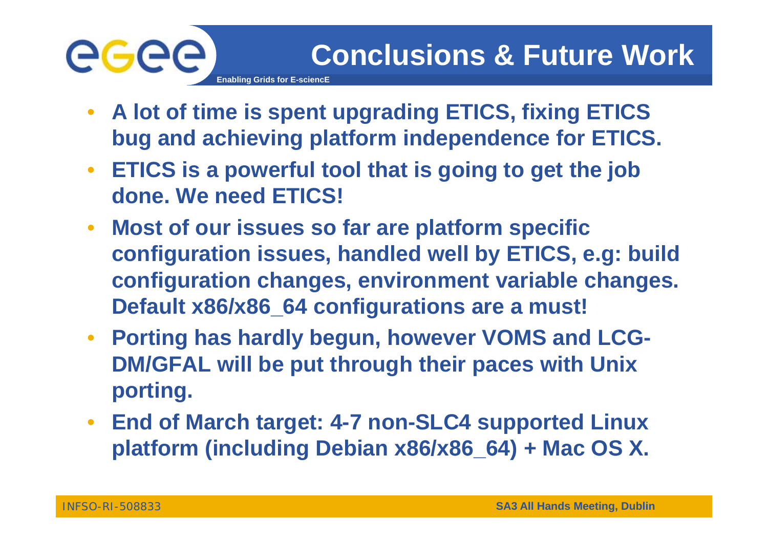# Conclusions & Future Work

- A lot of time is spent upgrading ETICS, fixing ETICS bug and achieving platform independence for ETICS.
- ETICS is a powerful tool that is going to get the job done. We need ETICS!
- Most of our issues so far are platform specific configuration issues, handled well by ETICS, e.g: build configuration changes, environment variable changes. Default x86/x86_64 configurations are a must!
- Porting has hardly begun, however VOMS and LCG-DM/GFAL will be put through their paces with Unix porting.
- End of March target: 4-7 non-SLC4 supported Linux platform (including Debian x86/x86_64) + Mac OS X.